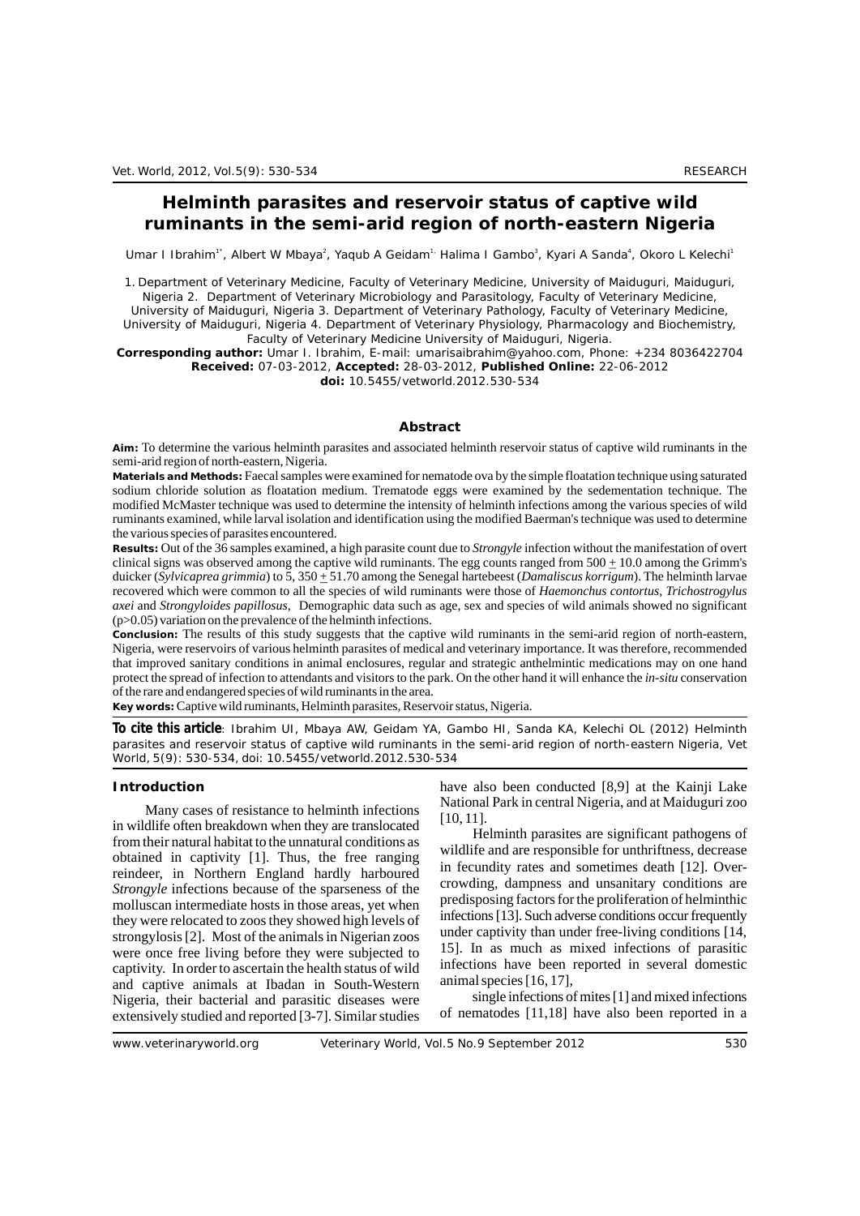# Helminth parasites and reservoir status of captive wild ruminants in the semi-arid region of north-eastern Nigeria

Umar I Ibrahim[1*], Albert W Mbaya[2], Yaqub A Geidam[1], Halima I Gambo[3], Kyari A Sanda[4], Okoro L Kelechi[1]

1. Department of Veterinary Medicine, Faculty of Veterinary Medicine, University of Maiduguri, Maiduguri, Nigeria 2. Department of Veterinary Microbiology and Parasitology, Faculty of Veterinary Medicine, University of Maiduguri, Nigeria 3. Department of Veterinary Pathology, Faculty of Veterinary Medicine, University of Maiduguri, Nigeria 4. Department of Veterinary Physiology, Pharmacology and Biochemistry, Faculty of Veterinary Medicine University of Maiduguri, Nigeria.

**Corresponding author:** Umar I. Ibrahim, E-mail: umarisaibrahim@yahoo.com, Phone: +234 8036422704

**Received:** 07-03-2012, **Accepted:** 28-03-2012, **Published Online:** 22-06-2012

**doi:** 10.5455/vetworld.2012.530-534

## Abstract

**Aim:** To determine the various helminth parasites and associated helminth reservoir status of captive wild ruminants in the semi-arid region of north-eastern, Nigeria.

**Materials and Methods:** Faecal samples were examined for nematode ova by the simple floatation technique using saturated sodium chloride solution as floatation medium. Trematode eggs were examined by the sedementation technique. The modified McMaster technique was used to determine the intensity of helminth infections among the various species of wild ruminants examined, while larval isolation and identification using the modified Baerman's technique was used to determine the various species of parasites encountered.

**Results:** Out of the 36 samples examined, a high parasite count due to *Strongyle* infection without the manifestation of overt clinical signs was observed among the captive wild ruminants. The egg counts ranged from $500 \pm 10.0$ among the Grimm's duicker (*Sylvicaprea grimmia*) to $5,350 \pm 51.70$ among the Senegal hartebeest (*Damaliscus korrigum*). The helminth larvae recovered which were common to all the species of wild ruminants were those of *Haemonchus contortus*, *Trichostrogylus axei* and *Strongyloides papillosus,* Demographic data such as age, sex and species of wild animals showed no significant ($p>0.05$) variation on the prevalence of the helminth infections.

**Conclusion:** The results of this study suggests that the captive wild ruminants in the semi-arid region of north-eastern, Nigeria, were reservoirs of various helminth parasites of medical and veterinary importance. It was therefore, recommended that improved sanitary conditions in animal enclosures, regular and strategic anthelmintic medications may on one hand protect the spread of infection to attendants and visitors to the park. On the other hand it will enhance the *in-situ* conservation of the rare and endangered species of wild ruminants in the area.

**Key words:** Captive wild ruminants, Helminth parasites, Reservoir status, Nigeria.

**To cite this article**: Ibrahim UI, Mbaya AW, Geidam YA, Gambo HI, Sanda KA, Kelechi OL (2012) Helminth parasites and reservoir status of captive wild ruminants in the semi-arid region of north-eastern Nigeria, Vet World, 5(9): 530-534, doi: 10.5455/vetworld.2012.530-534

## Introduction

Many cases of resistance to helminth infections in wildlife often breakdown when they are translocated from their natural habitat to the unnatural conditions as obtained in captivity [1]. Thus, the free ranging reindeer, in Northern England hardly harboured *Strongyle* infections because of the sparseness of the molluscan intermediate hosts in those areas, yet when they were relocated to zoos they showed high levels of strongylosis [2]. Most of the animals in Nigerian zoos were once free living before they were subjected to captivity. In order to ascertain the health status of wild and captive animals at Ibadan in South-Western Nigeria, their bacterial and parasitic diseases were extensively studied and reported [3-7]. Similar studies have also been conducted [8,9] at the Kainji Lake National Park in central Nigeria, and at Maiduguri zoo [10, 11].

Helminth parasites are significant pathogens of wildlife and are responsible for unthriftness, decrease in fecundity rates and sometimes death [12]. Overcrowding, dampness and unsanitary conditions are predisposing factors for the proliferation of helminthic infections [13]. Such adverse conditions occur frequently under captivity than under free-living conditions [14, 15]. In as much as mixed infections of parasitic infections have been reported in several domestic animal species [16, 17],

single infections of mites [1] and mixed infections of nematodes [11,18] have also been reported in a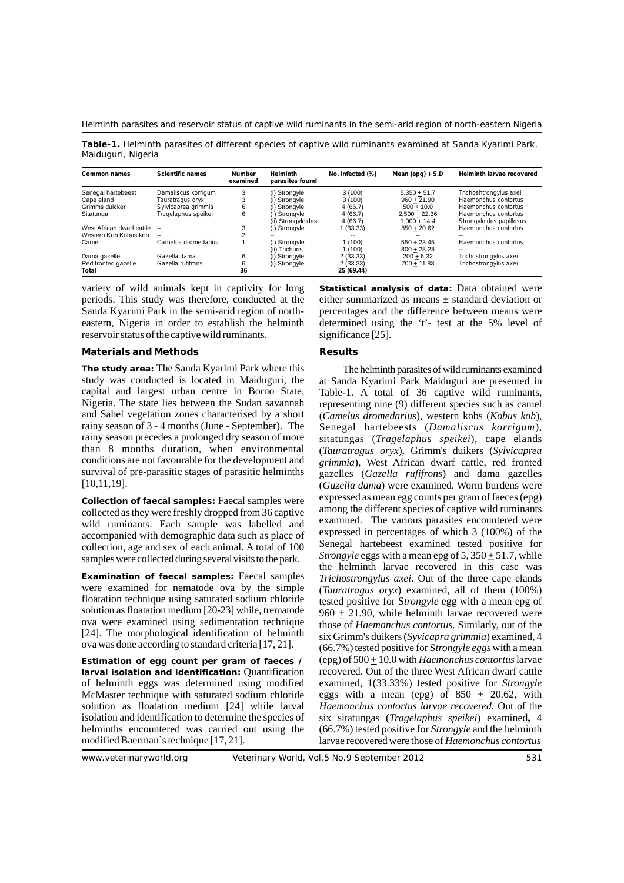**Table-1.** Helminth parasites of different species of captive wild ruminants examined at Sanda Kyarimi Park, Maiduguri, Nigeria

| Common names | Scientific names | Number examined | Helminth parasites found | No. Infected (%) | Mean (epg) + S.D | Helminth larvae recovered |
|---|---|---|---|---|---|---|
| Senegal hartebeest | Damaliscus korrigum | 3 | (i) Strongyle | 3 (100) | 5,350 + 51.7 | Trichoshtrongylus axei |
| Cape eland | Tauratragus oryx | 3 | (i) Strongyle | 3 (100) | 960 + 21.90 | Haemonchus contortus |
| Grimms duicker | Sylvicaprea grimmia | 6 | (i) Strongyle | 4 (66.7) | 500 + 10.0 | Haemonchus contortus |
| Sitatunga | Tragelaphus speikei | 6 | (i) Strongyle | 4 (66.7) | 2,500 + 22.36 | Haemonchus contortus |
| | | | (ii) Strongyloides | 4 (66.7) | 1,000 + 14.4 | Strongyloides papillosus |
| West African dwarf cattle | -- | 3 | (I) Strongyle | 1 (33.33) | 850 + 20.62 | Haemonchus contortus |
| Western Kob Kobus kob | -- | 2 | -- | -- | -- | -- |
| Camel | Camelus dromedarius | 1 | (I) Strongyle | 1 (100) | 550 + 23.45 | Haemonchus contortus |
| | | | (ii) Trichuris | 1 (100) | 800 + 28.28 | -- |
| Dama gazelle | Gazella dama | 6 | (i) Strongyle | 2 (33.33) | 200 + 6.32 | Trichostrongylus axei |
| Red fronted gazelle | Gazella rufifrons | 6 | (i) Strongyle | 2 (33.33) | 700 + 11.83 | Trichostrongylus axei |
| **Total** | | **36** | | **25 (69.44)** | | |

variety of wild animals kept in captivity for long periods. This study was therefore, conducted at the Sanda Kyarimi Park in the semi-arid region of north-eastern, Nigeria in order to establish the helminth reservoir status of the captive wild ruminants.

## Materials and Methods

**The study area:** The Sanda Kyarimi Park where this study was conducted is located in Maiduguri, the capital and largest urban centre in Borno State, Nigeria. The state lies between the Sudan savannah and Sahel vegetation zones characterised by a short rainy season of 3 - 4 months (June - September). The rainy season precedes a prolonged dry season of more than 8 months duration, when environmental conditions are not favourable for the development and survival of pre-parasitic stages of parasitic helminths [10,11,19].

**Collection of faecal samples:** Faecal samples were collected as they were freshly dropped from 36 captive wild ruminants. Each sample was labelled and accompanied with demographic data such as place of collection, age and sex of each animal. A total of 100 samples were collected during several visits to the park.

**Examination of faecal samples:** Faecal samples were examined for nematode ova by the simple floatation technique using saturated sodium chloride solution as floatation medium [20-23] while, trematode ova were examined using sedimentation technique [24]. The morphological identification of helminth ova was done according to standard criteria [17, 21].

**Estimation of egg count per gram of faeces / larval isolation and identification:** Quantification of helminth eggs was determined using modified McMaster technique with saturated sodium chloride solution as floatation medium [24] while larval isolation and identification to determine the species of helminths encountered was carried out using the modified Baerman`s technique [17, 21].

**Statistical analysis of data:** Data obtained were either summarized as means ± standard deviation or percentages and the difference between means were determined using the 't'- test at the 5% level of significance [25].

## Results

The helminth parasites of wild ruminants examined at Sanda Kyarimi Park Maiduguri are presented in Table-1. A total of 36 captive wild ruminants, representing nine (9) different species such as camel (*Camelus dromedarius*), western kobs (*Kobus kob*), Senegal hartebeests (*Damaliscus korrigum*), sitatungas (*Tragelaphus speikei*), cape elands (*Tauratragus oryx*), Grimm's duikers (*Sylvicaprea grimmia*), West African dwarf cattle, red fronted gazelles (*Gazella rufifrons*) and dama gazelles (*Gazella dama*) were examined. Worm burdens were expressed as mean egg counts per gram of faeces (epg) among the different species of captive wild ruminants examined. The various parasites encountered were expressed in percentages of which 3 (100%) of the Senegal hartebeest examined tested positive for *Strongyle* eggs with a mean epg of 5, 350 + 51.7, while the helminth larvae recovered in this case was *Trichostrongylus axei*. Out of the three cape elands (*Tauratragus oryx*) examined, all of them (100%) tested positive for S*trongyle* egg with a mean epg of 960 + 21.90, while helminth larvae recovered were those of *Haemonchus contortus*. Similarly, out of the six Grimm's duikers (*Syvicapra grimmia*) examined, 4 (66.7%) tested positive for S*trongyle eggs* with a mean (epg) of 500 + 10.0 with *Haemonchus contortus* larvae recovered. Out of the three West African dwarf cattle examined, 1(33.33%) tested positive for *Strongyle* eggs with a mean (epg) of 850 + 20.62, with *Haemonchus contortus larvae recovered*. Out of the six sitatungas (*Tragelaphus speikei*) examined**,** 4 (66.7%) tested positive for *Strongyle* and the helminth larvae recovered were those of *Haemonchus contortus*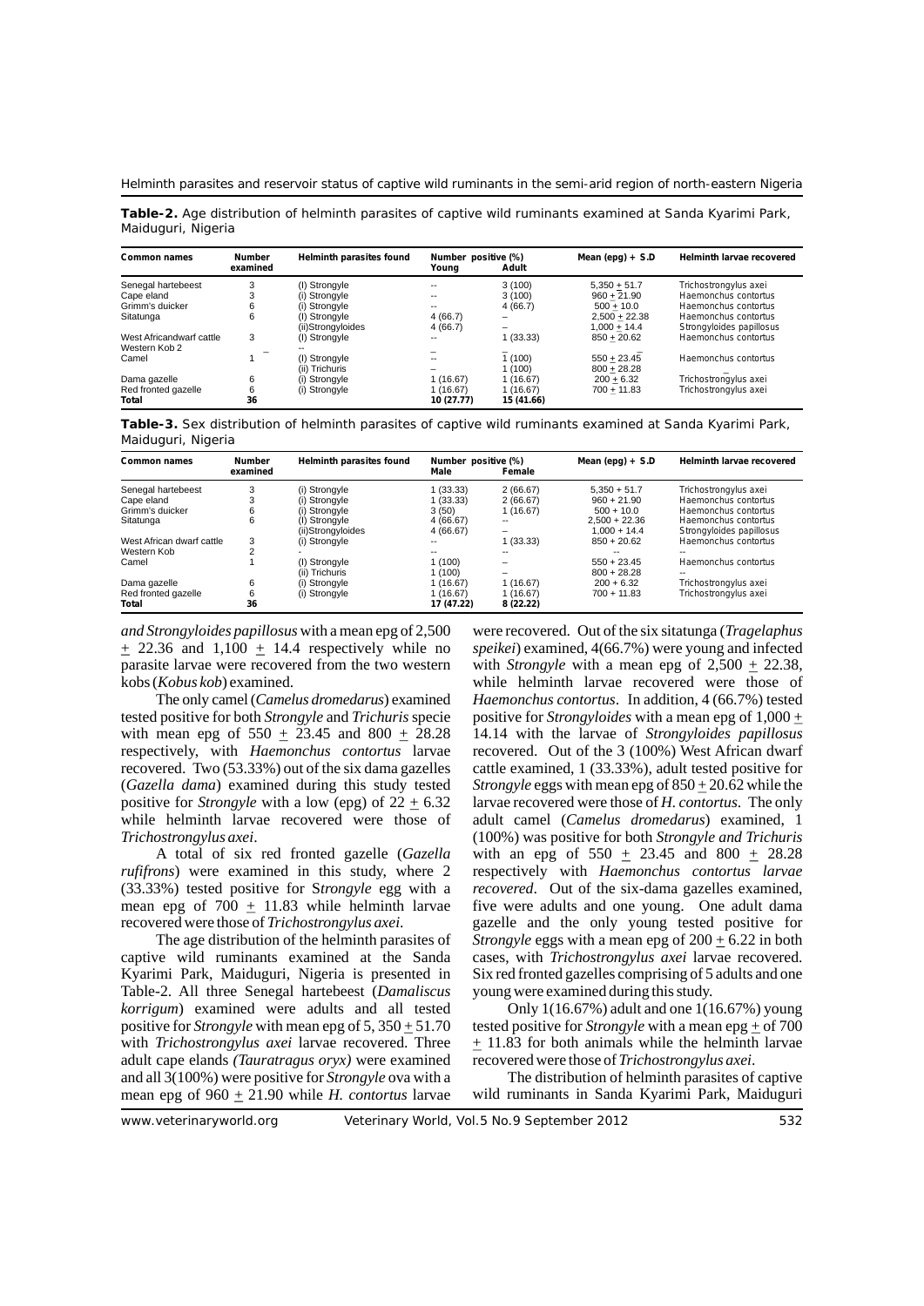**Table-2.** Age distribution of helminth parasites of captive wild ruminants examined at Sanda Kyarimi Park, Maiduguri, Nigeria

| Common names | Number examined | Helminth parasites found | Number positive (%) | | Mean (epg) + S.D | Helminth larvae recovered |
|---|---|---|---|---|---|---|
| | | | Young | Adult | | |
| Senegal hartebeest | 3 | (I) Strongyle | -- | 3 (100) | 5,350 + 51.7 | Trichostrongylus axei |
| Cape eland | 3 | (i) Strongyle | -- | 3 (100) | 960 + 21.90 | Haemonchus contortus |
| Grimm's duicker | 6 | (i) Strongyle | -- | 4 (66.7) | 500 + 10.0 | Haemonchus contortus |
| Sitatunga | 6 | (I) Strongyle | 4 (66.7) | – | 2,500 + 22.38 | Haemonchus contortus |
| | | (ii)Strongyloides | 4 (66.7) | – | 1,000 + 14.4 | Strongyloides papillosus |
| West Africandwarf cattle | 3 | (I) Strongyle | -- | 1 (33.33) | 850 + 20.62 | Haemonchus contortus |
| Western Kob 2 | – | -- | – | – | – | |
| Camel | 1 | (I) Strongyle | -- | 1 (100) | 550 + 23.45 | Haemonchus contortus |
| | | (ii) Trichuris | – | 1 (100) | 800 + 28.28 | – |
| Dama gazelle | 6 | (i) Strongyle | 1 (16.67) | 1 (16.67) | 200 + 6.32 | Trichostrongylus axei |
| Red fronted gazelle | 6 | (i) Strongyle | 1 (16.67) | 1 (16.67) | 700 + 11.83 | Trichostrongylus axei |
| **Total** | **36** | | **10 (27.77)** | **15 (41.66)** | | |

**Table-3.** Sex distribution of helminth parasites of captive wild ruminants examined at Sanda Kyarimi Park, Maiduguri, Nigeria

| Common names | Number examined | Helminth parasites found | Number positive (%) | | Mean (epg) + S.D | Helminth larvae recovered |
|---|---|---|---|---|---|---|
| | | | Male | Female | | |
| Senegal hartebeest | 3 | (I) Strongyle | 1 (33.33) | 2 (66.67) | 5,350 + 51.7 | Trichostrongylus axei |
| Cape eland | 3 | (i) Strongyle | 1 (33.33) | 2 (66.67) | 960 + 21.90 | Haemonchus contortus |
| Grimm's duicker | 6 | (i) Strongyle | 3 (50) | 1 (16.67) | 500 + 10.0 | Haemonchus contortus |
| Sitatunga | 6 | (I) Strongyle | 4 (66.67) | -- | 2,500 + 22.36 | Haemonchus contortus |
| | | (ii)Strongyloides | 4 (66.67) | – | 1,000 + 14.4 | Strongyloides papillosus |
| West African dwarf cattle | 3 | (i) Strongyle | -- | 1 (33.33) | 850 + 20.62 | Haemonchus contortus |
| Western Kob | 2 | - | -- | -- | -- | -- |
| Camel | 1 | (I) Strongyle | 1 (100) | – | 550 + 23.45 | Haemonchus contortus |
| | | (ii) Trichuris | 1 (100) | – | 800 + 28.28 | -- |
| Dama gazelle | 6 | (i) Strongyle | 1 (16.67) | 1 (16.67) | 200 + 6.32 | Trichostrongylus axei |
| Red fronted gazelle | 6 | (i) Strongyle | 1 (16.67) | 1 (16.67) | 700 + 11.83 | Trichostrongylus axei |
| **Total** | **36** | | **17 (47.22)** | **8 (22.22)** | | |

*and Strongyloides papillosus* with a mean epg of 2,500 ± 22.36 and 1,100 ± 14.4 respectively while no parasite larvae were recovered from the two western kobs (*Kobus kob*) examined.

The only camel (*Camelus dromedarus*) examined tested positive for both *Strongyle* and *Trichuris* specie with mean epg of 550 ± 23.45 and 800 ± 28.28 respectively, with *Haemonchus contortus* larvae recovered. Two (53.33%) out of the six dama gazelles (*Gazella dama*) examined during this study tested positive for *Strongyle* with a low (epg) of 22 ± 6.32 while helminth larvae recovered were those of *Trichostrongylus axei*.

A total of six red fronted gazelle (*Gazella rufifrons*) were examined in this study, where 2 (33.33%) tested positive for S*trongyle* egg with a mean epg of 700 ± 11.83 while helminth larvae recovered were those of *Trichostrongylus axei*.

The age distribution of the helminth parasites of captive wild ruminants examined at the Sanda Kyarimi Park, Maiduguri, Nigeria is presented in Table-2. All three Senegal hartebeest (*Damaliscus korrigum*) examined were adults and all tested positive for *Strongyle* with mean epg of 5, 350 ± 51.70 with *Trichostrongylus axei* larvae recovered. Three adult cape elands *(Tauratragus oryx)* were examined and all 3(100%) were positive for *Strongyle* ova with a mean epg of 960 ± 21.90 while *H. contortus* larvae were recovered. Out of the six sitatunga (*Tragelaphus speikei*) examined, 4(66.7%) were young and infected with *Strongyle* with a mean epg of 2,500 ± 22.38, while helminth larvae recovered were those of *Haemonchus contortus*. In addition, 4 (66.7%) tested positive for *Strongyloides* with a mean epg of 1,000 ± 14.14 with the larvae of *Strongyloides papillosus* recovered. Out of the 3 (100%) West African dwarf cattle examined, 1 (33.33%), adult tested positive for *Strongyle* eggs with mean epg of 850 ± 20.62 while the larvae recovered were those of *H. contortus*. The only adult camel (*Camelus dromedarus*) examined, 1 (100%) was positive for both *Strongyle and Trichuris* with an epg of 550 ± 23.45 and 800 ± 28.28 respectively with *Haemonchus contortus larvae recovered*. Out of the six-dama gazelles examined, five were adults and one young. One adult dama gazelle and the only young tested positive for *Strongyle* eggs with a mean epg of 200 ± 6.22 in both cases, with *Trichostrongylus axei* larvae recovered. Six red fronted gazelles comprising of 5 adults and one young were examined during this study.

Only 1(16.67%) adult and one 1(16.67%) young tested positive for *Strongyle* with a mean epg ± of 700 ± 11.83 for both animals while the helminth larvae recovered were those of *Trichostrongylus axei*.

The distribution of helminth parasites of captive wild ruminants in Sanda Kyarimi Park, Maiduguri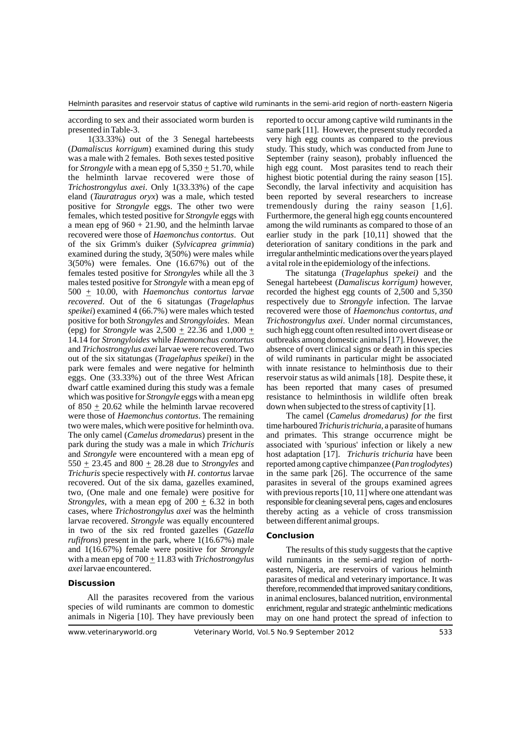according to sex and their associated worm burden is presented in Table-3.

1(33.33%) out of the 3 Senegal hartebeests (*Damaliscus korrigum*) examined during this study was a male with 2 females. Both sexes tested positive for *Strongyle* with a mean epg of 5,350 $\pm$ 51.70, while the helminth larvae recovered were those of *Trichostrongylus axei*. Only 1(33.33%) of the cape eland (*Tauratragus oryx*) was a male, which tested positive for *Strongyle* eggs. The other two were females, which tested positive for *Strongyle* eggs with a mean epg of 960 + 21.90, and the helminth larvae recovered were those of *Haemonchus contortus*. Out of the six Grimm's duiker (*Sylvicaprea grimmia*) examined during the study, 3(50%) were males while 3(50%) were females. One (16.67%) out of the females tested positive for *Strongyles* while all the 3 males tested positive for *Strongyle* with a mean epg of 500 $\pm$ 10.00, with *Haemonchus contortus larvae recovered*. Out of the 6 sitatungas (*Tragelaphus speikei*) examined 4 (66.7%) were males which tested positive for both *Strongyles* and *Strongyloides*. Mean (epg) for *Strongyle* was 2,500 $\pm$ 22.36 and 1,000 $\pm$ 14.14 for *Strongyloides* while *Haemonchus contortus* and *Trichostrongylus axei* larvae were recovered. Two out of the six sitatungas (*Tragelaphus speikei*) in the park were females and were negative for helminth eggs. One (33.33%) out of the three West African dwarf cattle examined during this study was a female which was positive for *Strongyle* eggs with a mean epg of 850 $\pm$ 20.62 while the helminth larvae recovered were those of *Haemonchus contortus*. The remaining two were males, which were positive for helminth ova. The only camel (*Camelus dromedarus*) present in the park during the study was a male in which *Trichuris* and *Strongyle* were encountered with a mean epg of 550 $\pm$ 23.45 and 800 $\pm$ 28.28 due to *Strongyles* and *Trichuris* specie respectively with *H. contortus* larvae recovered. Out of the six dama, gazelles examined, two, (One male and one female) were positive for *Strongyles*, with a mean epg of 200 $\pm$ 6.32 in both cases, where *Trichostrongylus axei* was the helminth larvae recovered. *Strongyle* was equally encountered in two of the six red fronted gazelles (*Gazella rufifrons*) present in the park, where 1(16.67%) male and 1(16.67%) female were positive for *Strongyle* with a mean epg of 700 $\pm$ 11.83 with *Trichostrongylus axei* larvae encountered.

## Discussion

All the parasites recovered from the various species of wild ruminants are common to domestic animals in Nigeria [10]. They have previously been reported to occur among captive wild ruminants in the same park [11]. However, the present study recorded a very high egg counts as compared to the previous study. This study, which was conducted from June to September (rainy season), probably influenced the high egg count. Most parasites tend to reach their highest biotic potential during the rainy season [15]. Secondly, the larval infectivity and acquisition has been reported by several researchers to increase tremendously during the rainy season [1,6]. Furthermore, the general high egg counts encountered among the wild ruminants as compared to those of an earlier study in the park [10,11] showed that the deterioration of sanitary conditions in the park and irregular anthelmintic medications over the years played a vital role in the epidemiology of the infections.

The sitatunga (*Tragelaphus spekei)* and the Senegal hartebeest (*Damaliscus korrigum)* however, recorded the highest egg counts of 2,500 and 5,350 respectively due to *Strongyle* infection. The larvae recovered were those of *Haemonchus contortus, and Trichostrongylus axei*. Under normal circumstances, such high egg count often resulted into overt disease or outbreaks among domestic animals [17]. However, the absence of overt clinical signs or death in this species of wild ruminants in particular might be associated with innate resistance to helminthosis due to their reservoir status as wild animals [18]. Despite these, it has been reported that many cases of presumed resistance to helminthosis in wildlife often break down when subjected to the stress of captivity [1].

The camel (*Camelus dromedarus) for th*e first time harboured *Trichuris trichuria*, a parasite of humans and primates. This strange occurrence might be associated with 'spurious' infection or likely a new host adaptation [17]. *Trichuris trichuria* have been reported among captive chimpanzee (*Pan troglodytes*) in the same park [26]. The occurrence of the same parasites in several of the groups examined agrees with previous reports [10, 11] where one attendant was responsible for cleaning several pens, cages and enclosures thereby acting as a vehicle of cross transmission between different animal groups.

## Conclusion

The results of this study suggests that the captive wild ruminants in the semi-arid region of north-eastern, Nigeria, are reservoirs of various helminth parasites of medical and veterinary importance. It was therefore, recommended that improved sanitary conditions, in animal enclosures, balanced nutrition, environmental enrichment, regular and strategic anthelmintic medications may on one hand protect the spread of infection to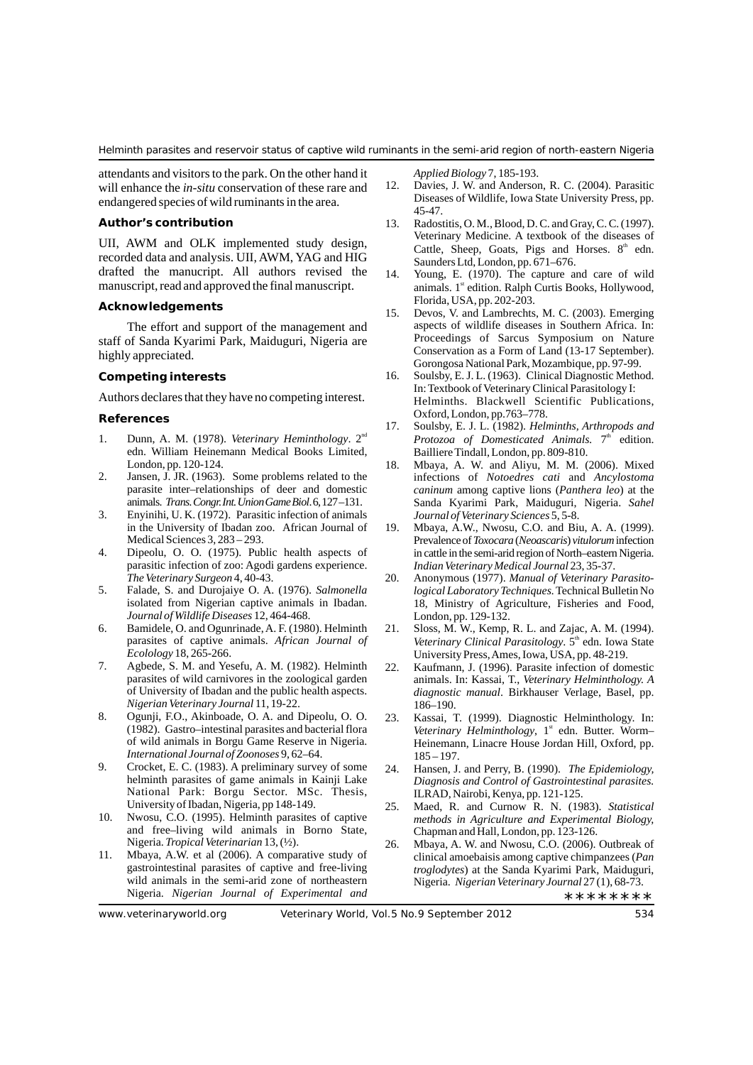attendants and visitors to the park. On the other hand it will enhance the *in-situ* conservation of these rare and endangered species of wild ruminants in the area.

## Author's contribution

UII, AWM and OLK implemented study design, recorded data and analysis. UII, AWM, YAG and HIG drafted the manucript. All authors revised the manuscript, read and approved the final manuscript.

## Acknowledgements

The effort and support of the management and staff of Sanda Kyarimi Park, Maiduguri, Nigeria are highly appreciated.

## Competing interests

Authors declares that they have no competing interest.

## References

1. Dunn, A. M. (1978). *Veterinary Heminthology*. 2nd edn. William Heinemann Medical Books Limited, London, pp. 120-124.
2. Jansen, J. JR. (1963). Some problems related to the parasite inter–relationships of deer and domestic animals. *Trans. Congr. Int. Union Game Biol.* 6, 127–131.
3. Enyinihi, U. K. (1972). Parasitic infection of animals in the University of Ibadan zoo. African Journal of Medical Sciences 3, 283 – 293.
4. Dipeolu, O. O. (1975). Public health aspects of parasitic infection of zoo: Agodi gardens experience. *The Veterinary Surgeon* 4, 40-43.
5. Falade, S. and Durojaiye O. A. (1976). *Salmonella* isolated from Nigerian captive animals in Ibadan. *Journal of Wildlife Diseases* 12, 464-468.
6. Bamidele, O. and Ogunrinade, A. F. (1980). Helminth parasites of captive animals. *African Journal of Ecolology* 18, 265-266.
7. Agbede, S. M. and Yesefu, A. M. (1982). Helminth parasites of wild carnivores in the zoological garden of University of Ibadan and the public health aspects. *Nigerian Veterinary Journal* 11, 19-22.
8. Ogunji, F.O., Akinboade, O. A. and Dipeolu, O. O. (1982). Gastro–intestinal parasites and bacterial flora of wild animals in Borgu Game Reserve in Nigeria. *International Journal of Zoonoses* 9, 62–64.
9. Crocket, E. C. (1983). A preliminary survey of some helminth parasites of game animals in Kainji Lake National Park: Borgu Sector. MSc. Thesis, University of Ibadan, Nigeria, pp 148-149.
10. Nwosu, C.O. (1995). Helminth parasites of captive and free–living wild animals in Borno State, Nigeria. *Tropical Veterinarian* 13, (½).
11. Mbaya, A.W. et al (2006). A comparative study of gastrointestinal parasites of captive and free-living wild animals in the semi-arid zone of northeastern Nigeria. *Nigerian Journal of Experimental and Applied Biology* 7, 185-193.
12. Davies, J. W. and Anderson, R. C. (2004). Parasitic Diseases of Wildlife, Iowa State University Press, pp. 45-47.
13. Radostitis, O. M., Blood, D. C. and Gray, C. C. (1997). Veterinary Medicine. A textbook of the diseases of Cattle, Sheep, Goats, Pigs and Horses. 8th edn. Saunders Ltd, London, pp. 671–676.
14. Young, E. (1970). The capture and care of wild animals. 1st edition. Ralph Curtis Books, Hollywood, Florida, USA, pp. 202-203.
15. Devos, V. and Lambrechts, M. C. (2003). Emerging aspects of wildlife diseases in Southern Africa. In: Proceedings of Sarcus Symposium on Nature Conservation as a Form of Land (13-17 September). Gorongosa National Park, Mozambique, pp. 97-99.
16. Soulsby, E. J. L. (1963). Clinical Diagnostic Method. In: Textbook of Veterinary Clinical Parasitology I: Helminths. Blackwell Scientific Publications, Oxford, London, pp.763–778.
17. Soulsby, E. J. L. (1982). *Helminths, Arthropods and Protozoa of Domesticated Animals.* 7th edition. Bailliere Tindall, London, pp. 809-810.
18. Mbaya, A. W. and Aliyu, M. M. (2006). Mixed infections of *Notoedres cati* and *Ancylostoma caninum* among captive lions (*Panthera leo*) at the Sanda Kyarimi Park, Maiduguri, Nigeria. *Sahel Journal of Veterinary Sciences* 5, 5-8.
19. Mbaya, A.W., Nwosu, C.O. and Biu, A. A. (1999). Prevalence of *Toxocara* (*Neoascaris*) *vitulorum* infection in cattle in the semi-arid region of North–eastern Nigeria. *Indian Veterinary Medical Journal* 23, 35-37.
20. Anonymous (1977). *Manual of Veterinary Parasitological Laboratory Techniques*. Technical Bulletin No 18, Ministry of Agriculture, Fisheries and Food, London, pp. 129-132.
21. Sloss, M. W., Kemp, R. L. and Zajac, A. M. (1994). *Veterinary Clinical Parasitology*. 5th edn. Iowa State University Press, Ames, Iowa, USA, pp. 48-219.
22. Kaufmann, J. (1996). Parasite infection of domestic animals. In: Kassai, T., *Veterinary Helminthology. A diagnostic manual*. Birkhauser Verlage, Basel, pp. 186–190.
23. Kassai, T. (1999). Diagnostic Helminthology. In: *Veterinary Helminthology*, 1st edn. Butter. Worm–Heinemann, Linacre House Jordan Hill, Oxford, pp. 185 – 197.
24. Hansen, J. and Perry, B. (1990). *The Epidemiology, Diagnosis and Control of Gastrointestinal parasites.* ILRAD, Nairobi, Kenya, pp. 121-125.
25. Maed, R. and Curnow R. N. (1983). *Statistical methods in Agriculture and Experimental Biology,* Chapman and Hall, London, pp. 123-126.
26. Mbaya, A. W. and Nwosu, C.O. (2006). Outbreak of clinical amoebaisis among captive chimpanzees (*Pan troglodytes*) at the Sanda Kyarimi Park, Maiduguri, Nigeria. *Nigerian Veterinary Journal* 27 (1), 68-73.

********